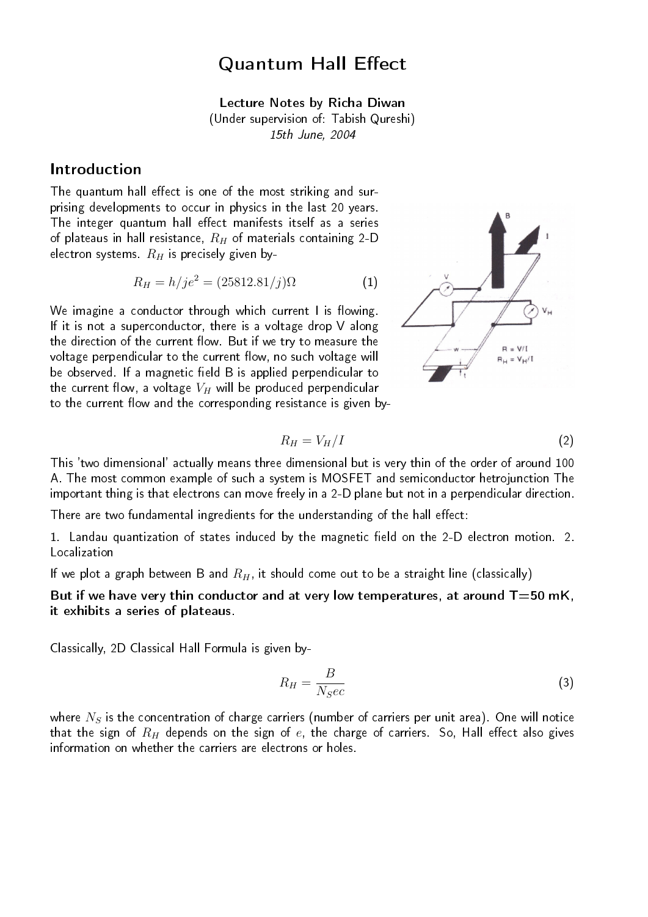# Quantum Hall Effect

**Lecture Notes by Richa Diwan**
(Under supervision of: Tabish Qureshi)
*15th June, 2004*

## Introduction

The quantum hall effect is one of the most striking and surprising developments to occur in physics in the last 20 years. The integer quantum hall effect manifests itself as a series of plateaus in hall resistance, $R_H$ of materials containing 2-D electron systems. $R_H$ is precisely given by-

$$R_H = h/je^2 = (25812.81/j)\Omega \tag{1}$$

We imagine a conductor through which current I is flowing. If it is not a superconductor, there is a voltage drop V along the direction of the current flow. But if we try to measure the voltage perpendicular to the current flow, no such voltage will be observed. If a magnetic field B is applied perpendicular to the current flow, a voltage $V_H$ will be produced perpendicular to the current flow and the corresponding resistance is given by-

$$R_H = V_H/I \tag{2}$$

This 'two dimensional' actually means three dimensional but is very thin of the order of around 100 A. The most common example of such a system is MOSFET and semiconductor hetrojunction The important thing is that electrons can move freely in a 2-D plane but not in a perpendicular direction.

There are two fundamental ingredients for the understanding of the hall effect:

1. Landau quantization of states induced by the magnetic field on the 2-D electron motion. 2. Localization

If we plot a graph between B and $R_H$, it should come out to be a straight line (classically)

**But if we have very thin conductor and at very low temperatures, at around T=50 mK, it exhibits a series of plateaus.**

Classically, 2D Classical Hall Formula is given by-

$$R_H = \frac{B}{N_S ec} \tag{3}$$

where $N_S$ is the concentration of charge carriers (number of carriers per unit area). One will notice that the sign of $R_H$ depends on the sign of $e$, the charge of carriers. So, Hall effect also gives information on whether the carriers are electrons or holes.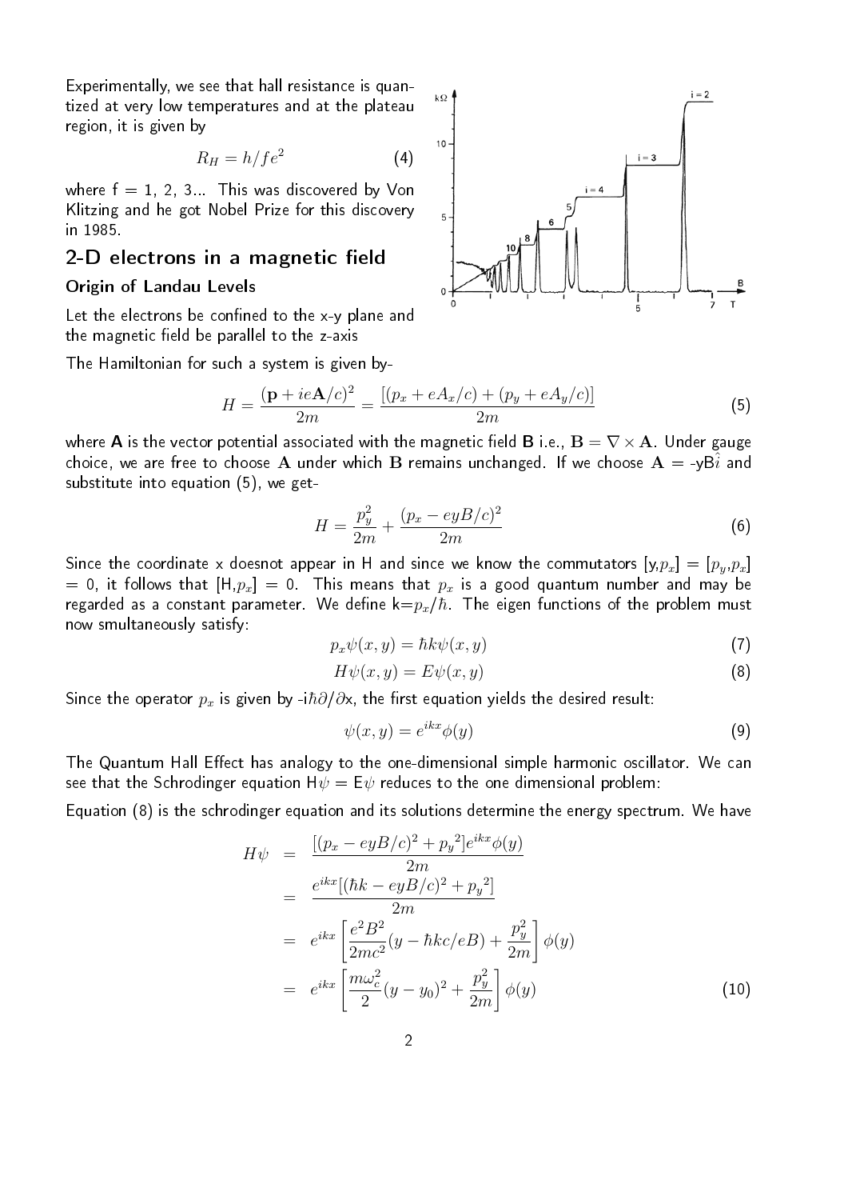Experimentally, we see that hall resistance is quantized at very low temperatures and at the plateau region, it is given by

$$R_H = h/fe^2 \tag{4}$$

where f = 1, 2, 3... This was discovered by Von Klitzing and he got Nobel Prize for this discovery in 1985.

## 2-D electrons in a magnetic field

### Origin of Landau Levels

Let the electrons be confined to the x-y plane and the magnetic field be parallel to the z-axis

The Hamiltonian for such a system is given by-

$$H = \frac{(\mathbf{p} + ie\mathbf{A}/c)^2}{2m} = \frac{[(p_x + eA_x/c) + (p_y + eA_y/c)]}{2m} \tag{5}$$

where **A** is the vector potential associated with the magnetic field **B** i.e., $\mathbf{B} = \nabla \times \mathbf{A}$. Under gauge choice, we are free to choose $\mathbf{A}$ under which $\mathbf{B}$ remains unchanged. If we choose $\mathbf{A}$ = -yB$\hat{i}$ and substitute into equation (5), we get-

$$H = \frac{p_y^2}{2m} + \frac{(p_x - eyB/c)^2}{2m} \tag{6}$$

Since the coordinate x doesnot appear in H and since we know the commutators [y,$p_x$] = [$p_y$,$p_x$] = 0, it follows that [H,$p_x$] = 0. This means that $p_x$ is a good quantum number and may be regarded as a constant parameter. We define k=$p_x/\hbar$. The eigen functions of the problem must now smultaneously satisfy:

$$p_x\psi(x, y) = \hbar k\psi(x, y) \tag{7}$$

$$H\psi(x, y) = E\psi(x, y) \tag{8}$$

Since the operator $p_x$ is given by -i$\hbar\partial/\partial$x, the first equation yields the desired result:

$$\psi(x, y) = e^{ikx}\phi(y) \tag{9}$$

The Quantum Hall Effect has analogy to the one-dimensional simple harmonic oscillator. We can see that the Schrodinger equation H$\psi$ = E$\psi$ reduces to the one dimensional problem:

Equation (8) is the schrodinger equation and its solutions determine the energy spectrum. We have

$$\begin{aligned}
H\psi &= \frac{[(p_x - eyB/c)^2 + {p_y}^2]e^{ikx}\phi(y)}{2m} \\
&= \frac{e^{ikx}[(\hbar k - eyB/c)^2 + {p_y}^2]}{2m} \\
&= e^{ikx}\left[\frac{e^2B^2}{2mc^2}(y - \hbar kc/eB) + \frac{p_y^2}{2m}\right]\phi(y) \\
&= e^{ikx}\left[\frac{m\omega_c^2}{2}(y - y_0)^2 + \frac{p_y^2}{2m}\right]\phi(y)
\end{aligned} \tag{10}$$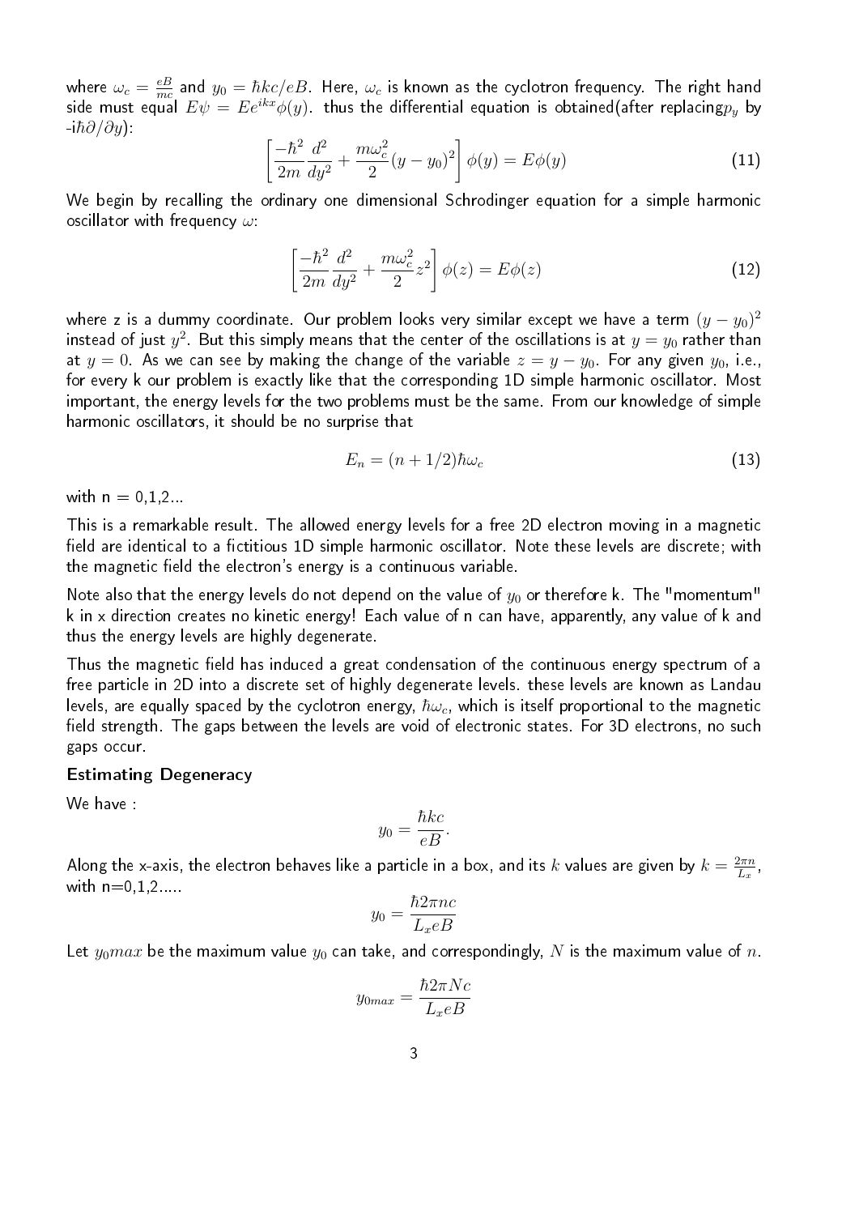where $\omega_c = \frac{eB}{mc}$ and $y_0 = \hbar kc/eB$. Here, $\omega_c$ is known as the cyclotron frequency. The right hand side must equal $E\psi = Ee^{ikx}\phi(y)$. thus the differential equation is obtained(after replacing$p_y$ by -i$\hbar\partial/\partial y$):

$$\left[\frac{-\hbar^2}{2m}\frac{d^2}{dy^2} + \frac{m\omega_c^2}{2}(y-y_0)^2\right]\phi(y) = E\phi(y) \tag{11}$$

We begin by recalling the ordinary one dimensional Schrodinger equation for a simple harmonic oscillator with frequency $\omega$:

$$\left[\frac{-\hbar^2}{2m}\frac{d^2}{dy^2} + \frac{m\omega_c^2}{2}z^2\right]\phi(z) = E\phi(z) \tag{12}$$

where z is a dummy coordinate. Our problem looks very similar except we have a term $(y-y_0)^2$ instead of just $y^2$. But this simply means that the center of the oscillations is at $y = y_0$ rather than at $y = 0$. As we can see by making the change of the variable $z = y - y_0$. For any given $y_0$, i.e., for every k our problem is exactly like that the corresponding 1D simple harmonic oscillator. Most important, the energy levels for the two problems must be the same. From our knowledge of simple harmonic oscillators, it should be no surprise that

$$E_n = (n + 1/2)\hbar\omega_c \tag{13}$$

with n = 0,1,2...

This is a remarkable result. The allowed energy levels for a free 2D electron moving in a magnetic field are identical to a fictitious 1D simple harmonic oscillator. Note these levels are discrete; with the magnetic field the electron's energy is a continuous variable.

Note also that the energy levels do not depend on the value of $y_0$ or therefore k. The "momentum" k in x direction creates no kinetic energy! Each value of n can have, apparently, any value of k and thus the energy levels are highly degenerate.

Thus the magnetic field has induced a great condensation of the continuous energy spectrum of a free particle in 2D into a discrete set of highly degenerate levels. these levels are known as Landau levels, are equally spaced by the cyclotron energy, $\hbar\omega_c$, which is itself proportional to the magnetic field strength. The gaps between the levels are void of electronic states. For 3D electrons, no such gaps occur.

**Estimating Degeneracy**

We have :

$$y_0 = \frac{\hbar kc}{eB}.$$

Along the x-axis, the electron behaves like a particle in a box, and its $k$ values are given by $k = \frac{2\pi n}{L_x}$, with n=0,1,2.....

$$y_0 = \frac{\hbar 2\pi nc}{L_x eB}$$

Let $y_0 max$ be the maximum value $y_0$ can take, and correspondingly, $N$ is the maximum value of $n$.

$$y_{0max} = \frac{\hbar 2\pi Nc}{L_x eB}$$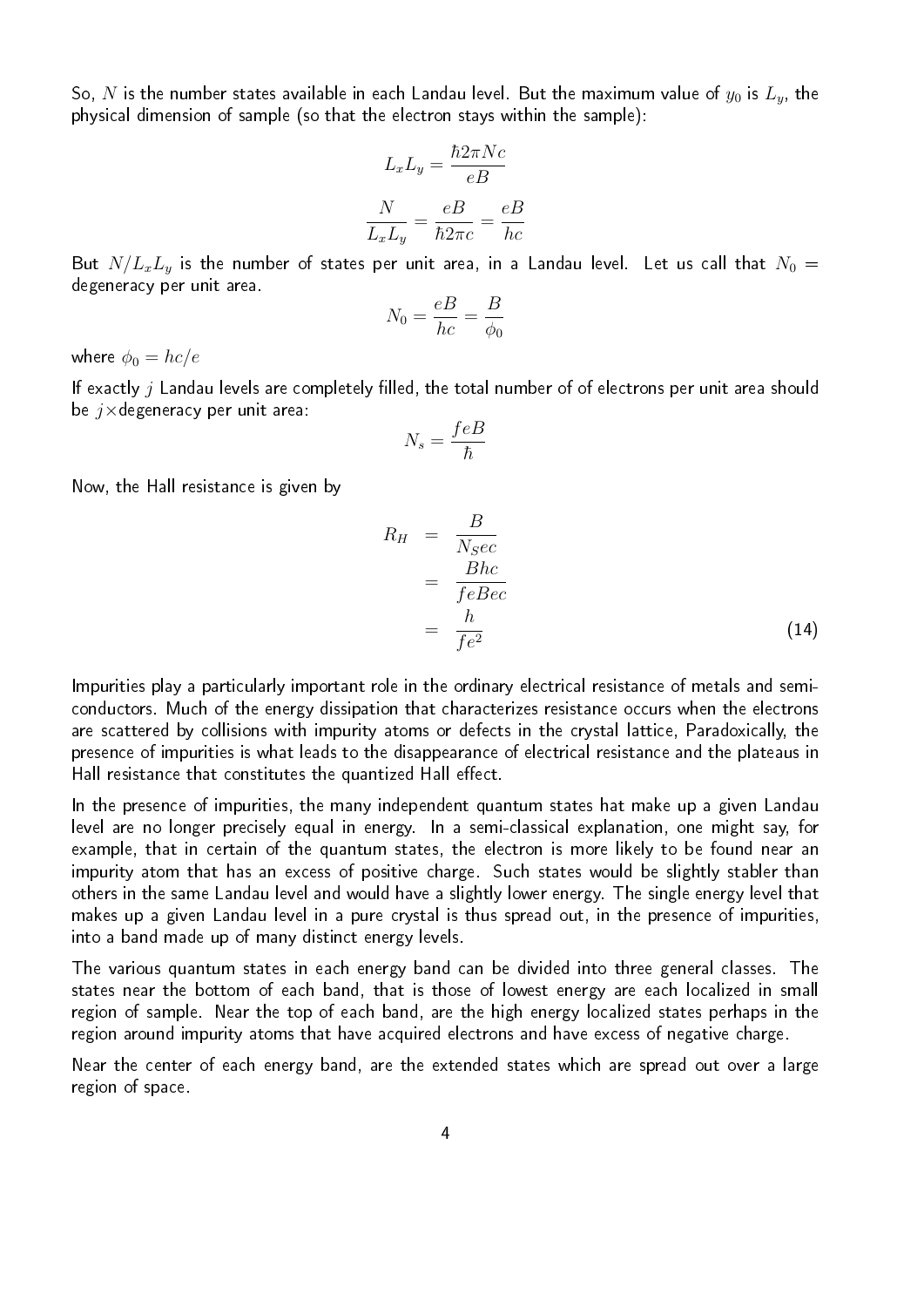So, $N$ is the number states available in each Landau level. But the maximum value of $y_0$ is $L_y$, the physical dimension of sample (so that the electron stays within the sample):

$$L_x L_y = \frac{\hbar 2\pi N c}{eB}$$

$$\frac{N}{L_x L_y} = \frac{eB}{\hbar 2\pi c} = \frac{eB}{hc}$$

But $N/L_x L_y$ is the number of states per unit area, in a Landau level. Let us call that $N_0 =$ degeneracy per unit area.

$$N_0 = \frac{eB}{hc} = \frac{B}{\phi_0}$$

where $\phi_0 = hc/e$

If exactly $j$ Landau levels are completely filled, the total number of of electrons per unit area should be $j\times$degeneracy per unit area:

$$N_s = \frac{feB}{\hbar}$$

Now, the Hall resistance is given by

$$\begin{aligned} R_H &= \frac{B}{N_S ec} \\ &= \frac{Bhc}{feBec} \\ &= \frac{h}{fe^2} \end{aligned} \tag{14}$$

Impurities play a particularly important role in the ordinary electrical resistance of metals and semiconductors. Much of the energy dissipation that characterizes resistance occurs when the electrons are scattered by collisions with impurity atoms or defects in the crystal lattice, Paradoxically, the presence of impurities is what leads to the disappearance of electrical resistance and the plateaus in Hall resistance that constitutes the quantized Hall effect.

In the presence of impurities, the many independent quantum states hat make up a given Landau level are no longer precisely equal in energy. In a semi-classical explanation, one might say, for example, that in certain of the quantum states, the electron is more likely to be found near an impurity atom that has an excess of positive charge. Such states would be slightly stabler than others in the same Landau level and would have a slightly lower energy. The single energy level that makes up a given Landau level in a pure crystal is thus spread out, in the presence of impurities, into a band made up of many distinct energy levels.

The various quantum states in each energy band can be divided into three general classes. The states near the bottom of each band, that is those of lowest energy are each localized in small region of sample. Near the top of each band, are the high energy localized states perhaps in the region around impurity atoms that have acquired electrons and have excess of negative charge.

Near the center of each energy band, are the extended states which are spread out over a large region of space.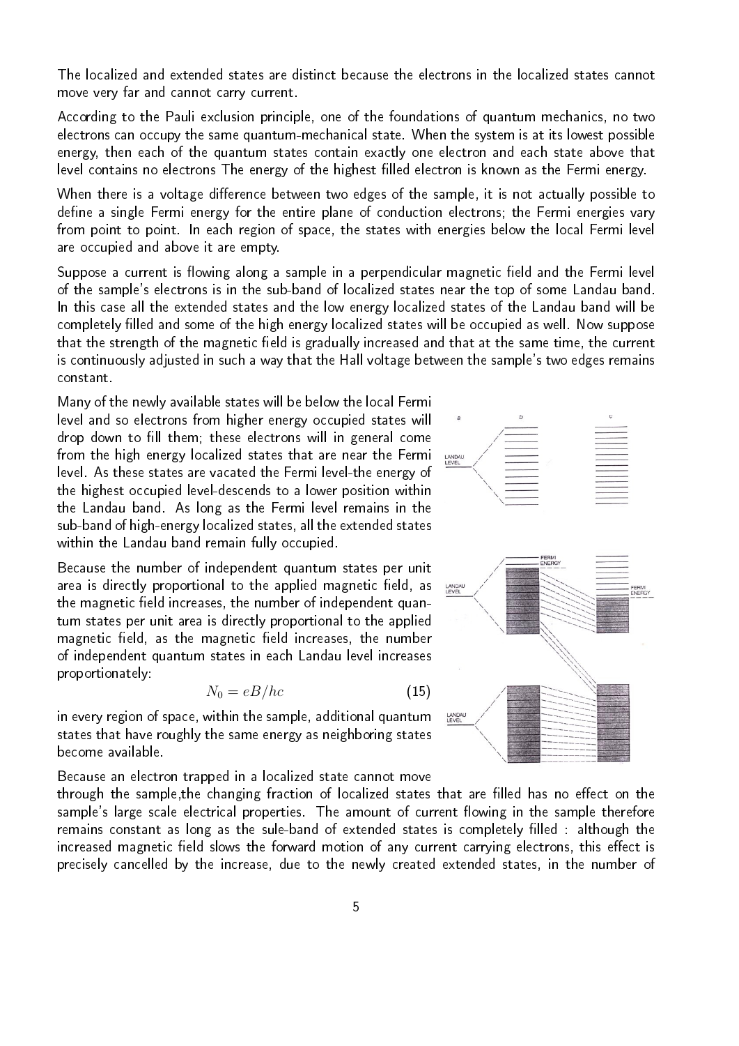The localized and extended states are distinct because the electrons in the localized states cannot move very far and cannot carry current.

According to the Pauli exclusion principle, one of the foundations of quantum mechanics, no two electrons can occupy the same quantum-mechanical state. When the system is at its lowest possible energy, then each of the quantum states contain exactly one electron and each state above that level contains no electrons The energy of the highest filled electron is known as the Fermi energy.

When there is a voltage difference between two edges of the sample, it is not actually possible to define a single Fermi energy for the entire plane of conduction electrons; the Fermi energies vary from point to point. In each region of space, the states with energies below the local Fermi level are occupied and above it are empty.

Suppose a current is flowing along a sample in a perpendicular magnetic field and the Fermi level of the sample's electrons is in the sub-band of localized states near the top of some Landau band. In this case all the extended states and the low energy localized states of the Landau band will be completely filled and some of the high energy localized states will be occupied as well. Now suppose that the strength of the magnetic field is gradually increased and that at the same time, the current is continuously adjusted in such a way that the Hall voltage between the sample's two edges remains constant.

Many of the newly available states will be below the local Fermi level and so electrons from higher energy occupied states will drop down to fill them; these electrons will in general come from the high energy localized states that are near the Fermi level. As these states are vacated the Fermi level-the energy of the highest occupied level-descends to a lower position within the Landau band. As long as the Fermi level remains in the sub-band of high-energy localized states, all the extended states within the Landau band remain fully occupied.

Because the number of independent quantum states per unit area is directly proportional to the applied magnetic field, as the magnetic field increases, the number of independent quantum states per unit area is directly proportional to the applied magnetic field, as the magnetic field increases, the number of independent quantum states in each Landau level increases proportionately:

$$N_0 = eB/hc \tag{15}$$

in every region of space, within the sample, additional quantum states that have roughly the same energy as neighboring states become available.

Because an electron trapped in a localized state cannot move through the sample,the changing fraction of localized states that are filled has no effect on the sample's large scale electrical properties. The amount of current flowing in the sample therefore remains constant as long as the sule-band of extended states is completely filled : although the increased magnetic field slows the forward motion of any current carrying electrons, this effect is precisely cancelled by the increase, due to the newly created extended states, in the number of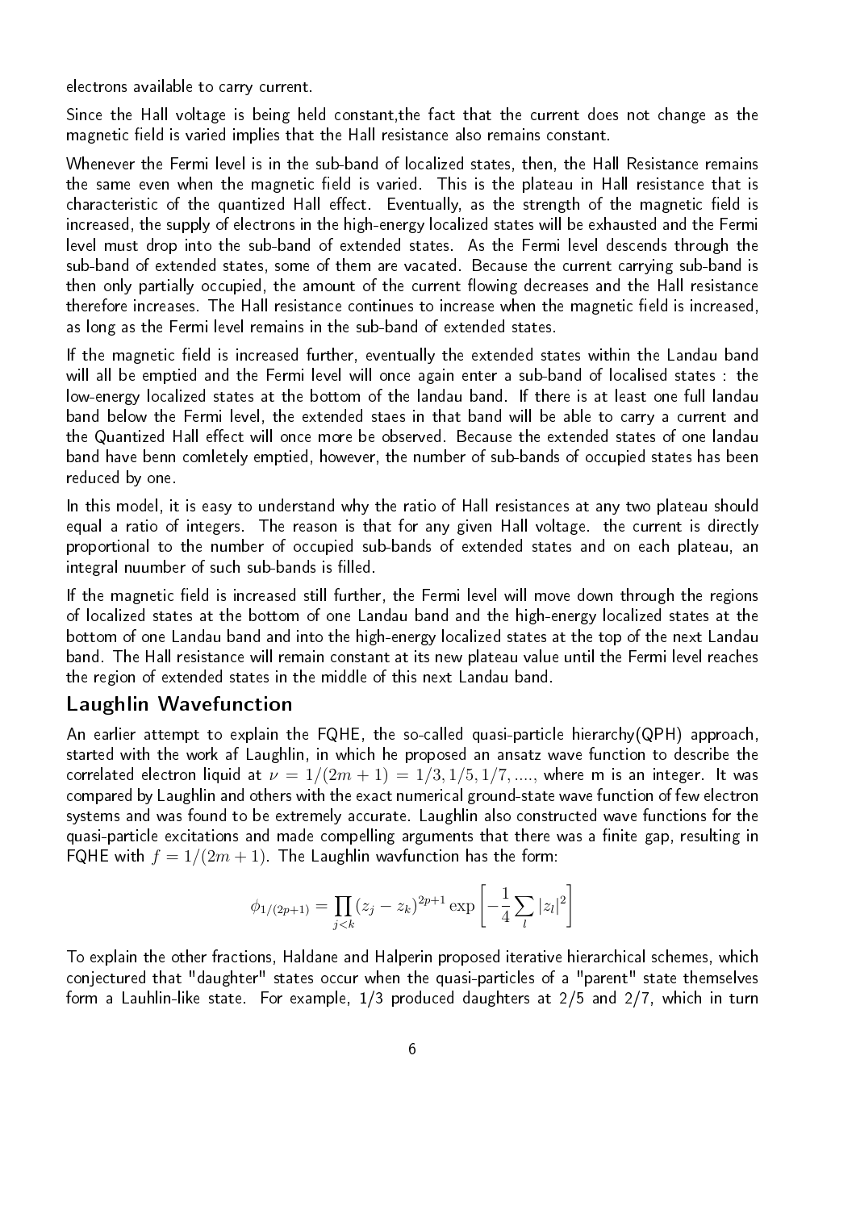electrons available to carry current.

Since the Hall voltage is being held constant,the fact that the current does not change as the magnetic field is varied implies that the Hall resistance also remains constant.

Whenever the Fermi level is in the sub-band of localized states, then, the Hall Resistance remains the same even when the magnetic field is varied. This is the plateau in Hall resistance that is characteristic of the quantized Hall effect. Eventually, as the strength of the magnetic field is increased, the supply of electrons in the high-energy localized states will be exhausted and the Fermi level must drop into the sub-band of extended states. As the Fermi level descends through the sub-band of extended states, some of them are vacated. Because the current carrying sub-band is then only partially occupied, the amount of the current flowing decreases and the Hall resistance therefore increases. The Hall resistance continues to increase when the magnetic field is increased, as long as the Fermi level remains in the sub-band of extended states.

If the magnetic field is increased further, eventually the extended states within the Landau band will all be emptied and the Fermi level will once again enter a sub-band of localised states : the low-energy localized states at the bottom of the landau band. If there is at least one full landau band below the Fermi level, the extended staes in that band will be able to carry a current and the Quantized Hall effect will once more be observed. Because the extended states of one landau band have benn comletely emptied, however, the number of sub-bands of occupied states has been reduced by one.

In this model, it is easy to understand why the ratio of Hall resistances at any two plateau should equal a ratio of integers. The reason is that for any given Hall voltage. the current is directly proportional to the number of occupied sub-bands of extended states and on each plateau, an integral nuumber of such sub-bands is filled.

If the magnetic field is increased still further, the Fermi level will move down through the regions of localized states at the bottom of one Landau band and the high-energy localized states at the bottom of one Landau band and into the high-energy localized states at the top of the next Landau band. The Hall resistance will remain constant at its new plateau value until the Fermi level reaches the region of extended states in the middle of this next Landau band.

## Laughlin Wavefunction

An earlier attempt to explain the FQHE, the so-called quasi-particle hierarchy(QPH) approach, started with the work af Laughlin, in which he proposed an ansatz wave function to describe the correlated electron liquid at $\nu = 1/(2m+1) = 1/3, 1/5, 1/7, ....,$ where m is an integer. It was compared by Laughlin and others with the exact numerical ground-state wave function of few electron systems and was found to be extremely accurate. Laughlin also constructed wave functions for the quasi-particle excitations and made compelling arguments that there was a finite gap, resulting in FQHE with $f = 1/(2m+1)$. The Laughlin wavfunction has the form:

$$\phi_{1/(2p+1)} = \prod_{j<k} (z_j - z_k)^{2p+1} \exp\left[-\frac{1}{4}\sum_{l} |z_l|^2\right]$$

To explain the other fractions, Haldane and Halperin proposed iterative hierarchical schemes, which conjectured that "daughter" states occur when the quasi-particles of a "parent" state themselves form a Lauhlin-like state. For example, 1/3 produced daughters at 2/5 and 2/7, which in turn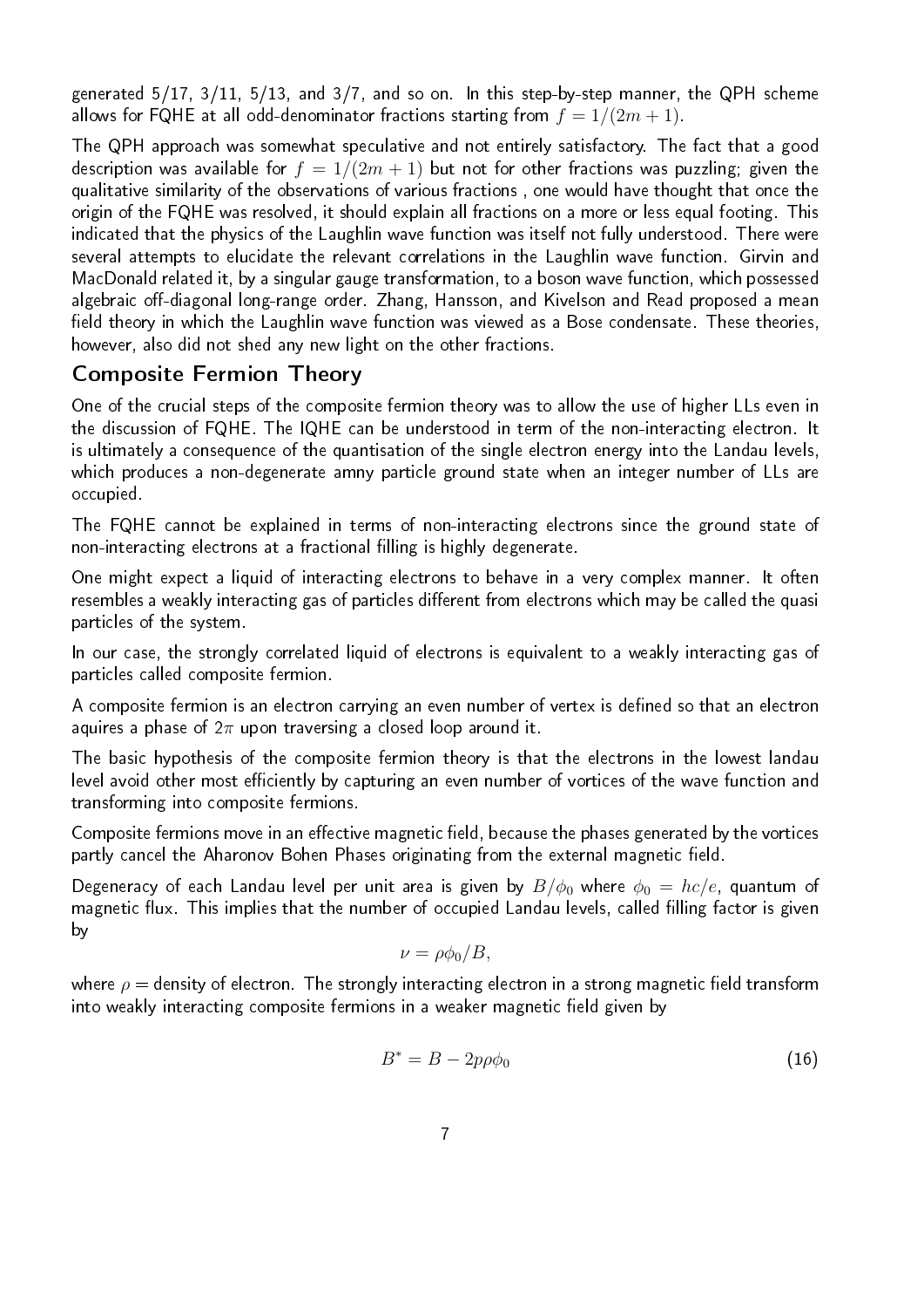generated 5/17, 3/11, 5/13, and 3/7, and so on. In this step-by-step manner, the QPH scheme allows for FQHE at all odd-denominator fractions starting from $f = 1/(2m + 1)$.

The QPH approach was somewhat speculative and not entirely satisfactory. The fact that a good description was available for $f = 1/(2m + 1)$ but not for other fractions was puzzling; given the qualitative similarity of the observations of various fractions , one would have thought that once the origin of the FQHE was resolved, it should explain all fractions on a more or less equal footing. This indicated that the physics of the Laughlin wave function was itself not fully understood. There were several attempts to elucidate the relevant correlations in the Laughlin wave function. Girvin and MacDonald related it, by a singular gauge transformation, to a boson wave function, which possessed algebraic off-diagonal long-range order. Zhang, Hansson, and Kivelson and Read proposed a mean field theory in which the Laughlin wave function was viewed as a Bose condensate. These theories, however, also did not shed any new light on the other fractions.

## Composite Fermion Theory

One of the crucial steps of the composite fermion theory was to allow the use of higher LLs even in the discussion of FQHE. The IQHE can be understood in term of the non-interacting electron. It is ultimately a consequence of the quantisation of the single electron energy into the Landau levels, which produces a non-degenerate amny particle ground state when an integer number of LLs are occupied.

The FQHE cannot be explained in terms of non-interacting electrons since the ground state of non-interacting electrons at a fractional filling is highly degenerate.

One might expect a liquid of interacting electrons to behave in a very complex manner. It often resembles a weakly interacting gas of particles different from electrons which may be called the quasi particles of the system.

In our case, the strongly correlated liquid of electrons is equivalent to a weakly interacting gas of particles called composite fermion.

A composite fermion is an electron carrying an even number of vertex is defined so that an electron aquires a phase of $2\pi$ upon traversing a closed loop around it.

The basic hypothesis of the composite fermion theory is that the electrons in the lowest landau level avoid other most efficiently by capturing an even number of vortices of the wave function and transforming into composite fermions.

Composite fermions move in an effective magnetic field, because the phases generated by the vortices partly cancel the Aharonov Bohen Phases originating from the external magnetic field.

Degeneracy of each Landau level per unit area is given by $B/\phi_0$ where $\phi_0 = hc/e$, quantum of magnetic flux. This implies that the number of occupied Landau levels, called filling factor is given by

$$\nu = \rho\phi_0/B,$$

where $\rho$ = density of electron. The strongly interacting electron in a strong magnetic field transform into weakly interacting composite fermions in a weaker magnetic field given by

$$B^* = B - 2p\rho\phi_0 \tag{16}$$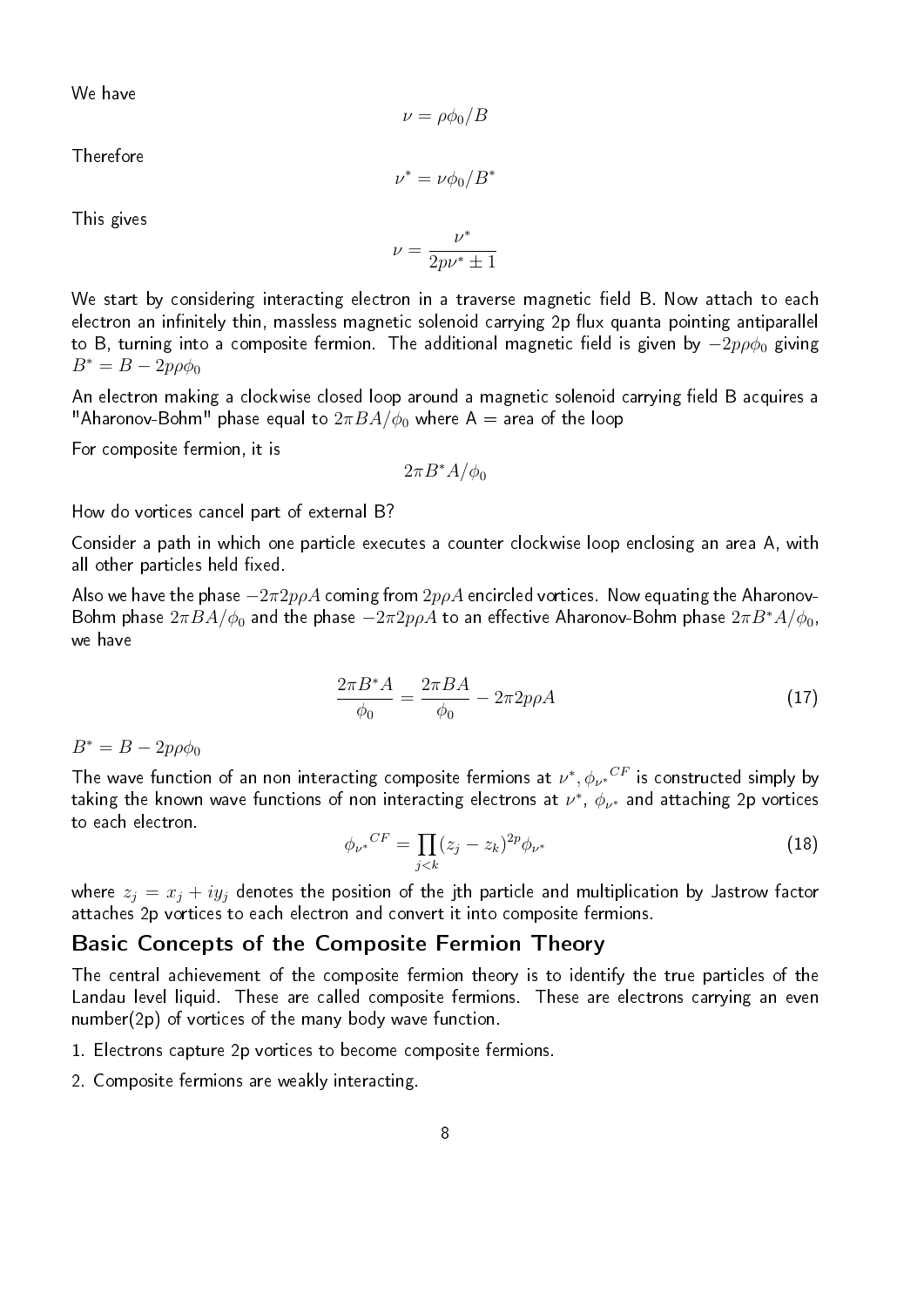We have

$$\nu = \rho\phi_0/B$$

Therefore

$$\nu^* = \nu\phi_0/B^*$$

This gives

$$\nu = \frac{\nu^*}{2p\nu^* \pm 1}$$

We start by considering interacting electron in a traverse magnetic field B. Now attach to each electron an infinitely thin, massless magnetic solenoid carrying 2p flux quanta pointing antiparallel to B, turning into a composite fermion. The additional magnetic field is given by $-2p\rho\phi_0$ giving $B^* = B - 2p\rho\phi_0$

An electron making a clockwise closed loop around a magnetic solenoid carrying field B acquires a "Aharonov-Bohm" phase equal to $2\pi BA/\phi_0$ where A = area of the loop

For composite fermion, it is

$$2\pi B^* A/\phi_0$$

How do vortices cancel part of external B?

Consider a path in which one particle executes a counter clockwise loop enclosing an area A, with all other particles held fixed.

Also we have the phase $-2\pi 2p\rho A$ coming from $2p\rho A$ encircled vortices. Now equating the Aharonov-Bohm phase $2\pi BA/\phi_0$ and the phase $-2\pi 2p\rho A$ to an effective Aharonov-Bohm phase $2\pi B^* A/\phi_0$, we have

$$\frac{2\pi B^* A}{\phi_0} = \frac{2\pi BA}{\phi_0} - 2\pi 2p\rho A \tag{17}$$

$B^* = B - 2p\rho\phi_0$

The wave function of an non interacting composite fermions at $\nu^*, {\phi_{\nu^*}}^{CF}$ is constructed simply by taking the known wave functions of non interacting electrons at $\nu^*$, $\phi_{\nu^*}$ and attaching 2p vortices to each electron.

$${\phi_{\nu^*}}^{CF} = \prod_{j<k}(z_j - z_k)^{2p}\phi_{\nu^*} \tag{18}$$

where $z_j = x_j + iy_j$ denotes the position of the jth particle and multiplication by Jastrow factor attaches 2p vortices to each electron and convert it into composite fermions.

## Basic Concepts of the Composite Fermion Theory

The central achievement of the composite fermion theory is to identify the true particles of the Landau level liquid. These are called composite fermions. These are electrons carrying an even number(2p) of vortices of the many body wave function.

1. Electrons capture 2p vortices to become composite fermions.
2. Composite fermions are weakly interacting.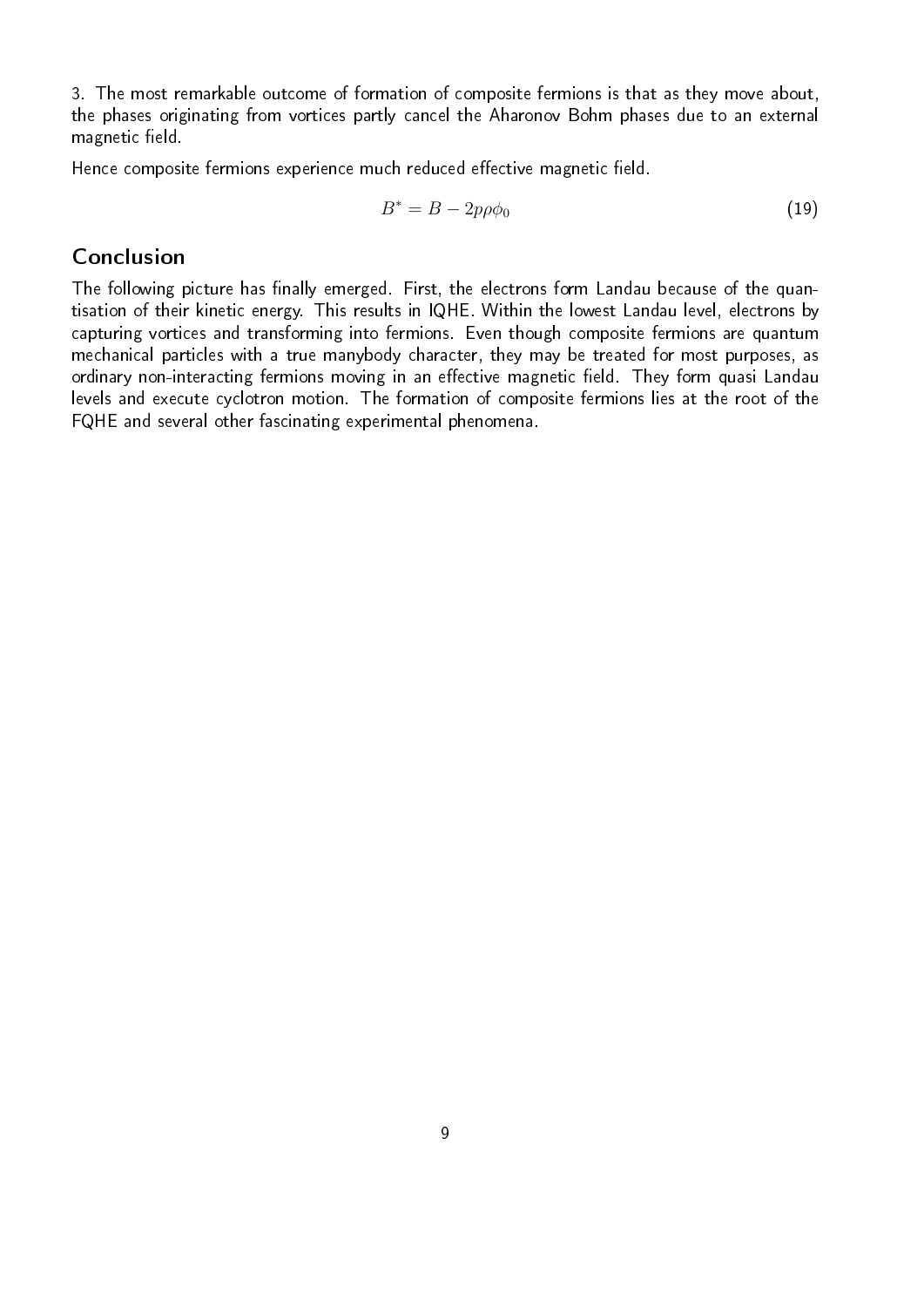3. The most remarkable outcome of formation of composite fermions is that as they move about, the phases originating from vortices partly cancel the Aharonov Bohm phases due to an external magnetic field.

Hence composite fermions experience much reduced effective magnetic field.

$$B^* = B - 2p\rho\phi_0 \tag{19}$$

## Conclusion

The following picture has finally emerged. First, the electrons form Landau because of the quantisation of their kinetic energy. This results in IQHE. Within the lowest Landau level, electrons by capturing vortices and transforming into fermions. Even though composite fermions are quantum mechanical particles with a true manybody character, they may be treated for most purposes, as ordinary non-interacting fermions moving in an effective magnetic field. They form quasi Landau levels and execute cyclotron motion. The formation of composite fermions lies at the root of the FQHE and several other fascinating experimental phenomena.